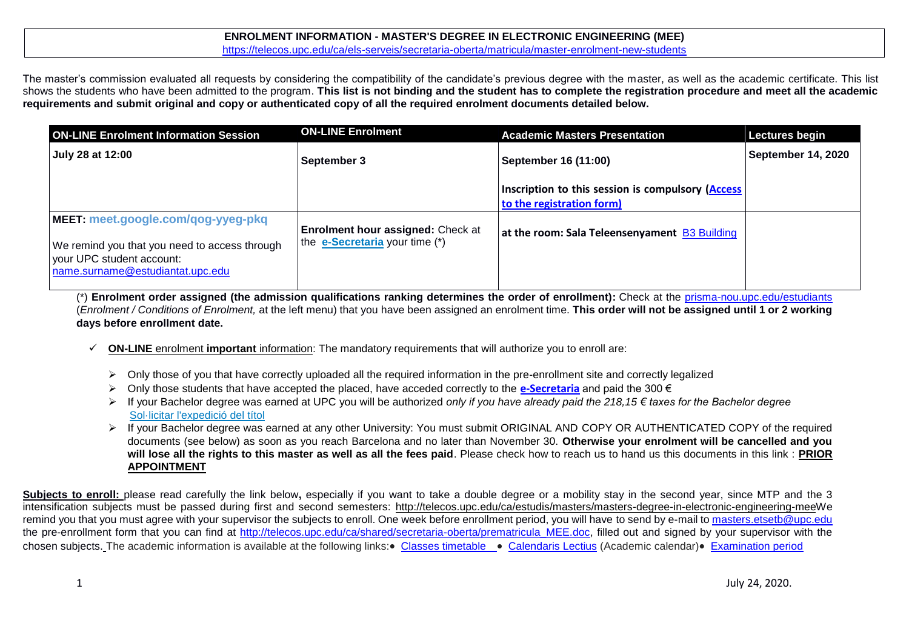# ENROLMENT INFORMATION - MASTER'S DEGREE IN ELECTRONIC ENGINEERING (MEE)

https://telecos.upc.edu/ca/els-serveis/secretaria-oberta/matricula/master-enrolment-new-students

The master's commission evaluated all requests by considering the compatibility of the candidate's previous degree with the master, as well as the academic certificate. This list shows the students who have been admitted to the program. **This list is not binding and the student has to complete the registration procedure and meet all the academic requirements and submit original and copy or authenticated copy of all the required enrolment documents detailed below.**

| ON-LINE Enrolment Information Session | ON-LINE Enrolment | Academic Masters Presentation | Lectures begin |
|---|---|---|---|
| **July 28 at 12:00** | **September 3** | **September 16 (11:00)**<br><br>**Inscription to this session is compulsory (Access to the registration form)** | **September 14, 2020** |
| **MEET: meet.google.com/qog-yyeg-pkq**<br><br>We remind you that you need to access through your UPC student account: name.surname@estudiantat.upc.edu | **Enrolment hour assigned:** Check at the **e-Secretaria** your time (*) | **at the room: Sala Teleensenyament** B3 Building | |

(*) **Enrolment order assigned (the admission qualifications ranking determines the order of enrollment):** Check at the prisma-nou.upc.edu/estudiants (*Enrolment / Conditions of Enrolment,* at the left menu) that you have been assigned an enrolment time. **This order will not be assigned until 1 or 2 working days before enrollment date.**

- ✓ **ON-LINE** enrolment **important** information: The mandatory requirements that will authorize you to enroll are:
  - Only those of you that have correctly uploaded all the required information in the pre-enrollment site and correctly legalized
  - Only those students that have accepted the placed, have acceded correctly to the **e-Secretaria** and paid the 300 €
  - If your Bachelor degree was earned at UPC you will be authorized *only if you have already paid the 218,15 € taxes for the Bachelor degree* Sol·licitar l'expedició del títol
  - If your Bachelor degree was earned at any other University: You must submit ORIGINAL AND COPY OR AUTHENTICATED COPY of the required documents (see below) as soon as you reach Barcelona and no later than November 30. **Otherwise your enrolment will be cancelled and you will lose all the rights to this master as well as all the fees paid**. Please check how to reach us to hand us this documents in this link : **PRIOR APPOINTMENT**

**Subjects to enroll:** please read carefully the link below**,** especially if you want to take a double degree or a mobility stay in the second year, since MTP and the 3 intensification subjects must be passed during first and second semesters: http://telecos.upc.edu/ca/estudis/masters/masters-degree-in-electronic-engineering-meeWe remind you that you must agree with your supervisor the subjects to enroll. One week before enrollment period, you will have to send by e-mail to masters.etsetb@upc.edu the pre-enrollment form that you can find at http://telecos.upc.edu/ca/shared/secretaria-oberta/prematricula_MEE.doc, filled out and signed by your supervisor with the chosen subjects. The academic information is available at the following links:• Classes timetable • Calendaris Lectius (Academic calendar)• Examination period

July 24, 2020.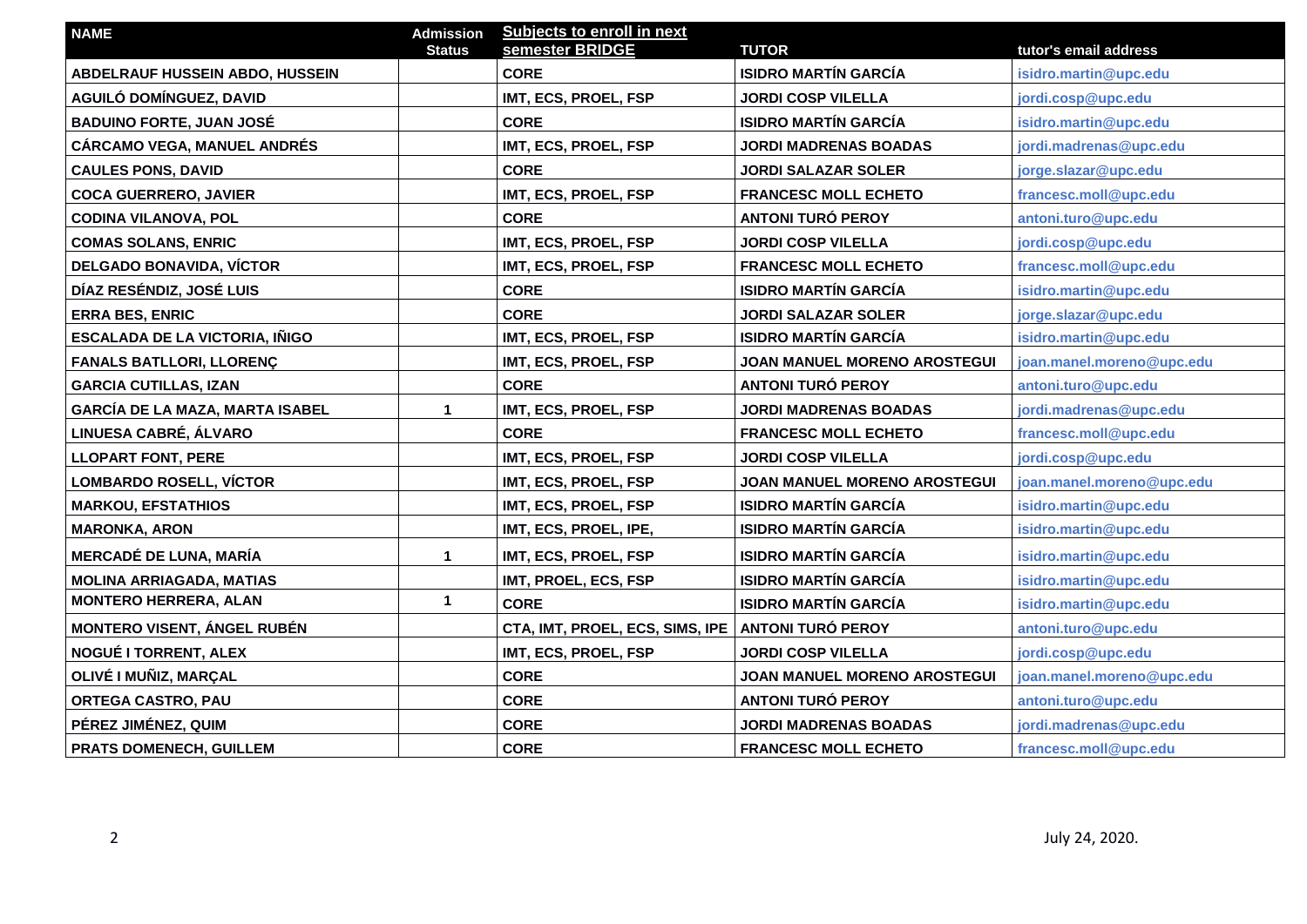| NAME | Admission Status | Subjects to enroll in next semester BRIDGE | TUTOR | tutor's email address |
|---|---|---|---|---|
| ABDELRAUF HUSSEIN ABDO, HUSSEIN | | CORE | ISIDRO MARTÍN GARCÍA | isidro.martin@upc.edu |
| AGUILÓ DOMÍNGUEZ, DAVID | | IMT, ECS, PROEL, FSP | JORDI COSP VILELLA | jordi.cosp@upc.edu |
| BADUINO FORTE, JUAN JOSÉ | | CORE | ISIDRO MARTÍN GARCÍA | isidro.martin@upc.edu |
| CÁRCAMO VEGA, MANUEL ANDRÉS | | IMT, ECS, PROEL, FSP | JORDI MADRENAS BOADAS | jordi.madrenas@upc.edu |
| CAULES PONS, DAVID | | CORE | JORDI SALAZAR SOLER | jorge.slazar@upc.edu |
| COCA GUERRERO, JAVIER | | IMT, ECS, PROEL, FSP | FRANCESC MOLL ECHETO | francesc.moll@upc.edu |
| CODINA VILANOVA, POL | | CORE | ANTONI TURÓ PEROY | antoni.turo@upc.edu |
| COMAS SOLANS, ENRIC | | IMT, ECS, PROEL, FSP | JORDI COSP VILELLA | jordi.cosp@upc.edu |
| DELGADO BONAVIDA, VÍCTOR | | IMT, ECS, PROEL, FSP | FRANCESC MOLL ECHETO | francesc.moll@upc.edu |
| DÍAZ RESÉNDIZ, JOSÉ LUIS | | CORE | ISIDRO MARTÍN GARCÍA | isidro.martin@upc.edu |
| ERRA BES, ENRIC | | CORE | JORDI SALAZAR SOLER | jorge.slazar@upc.edu |
| ESCALADA DE LA VICTORIA, IÑIGO | | IMT, ECS, PROEL, FSP | ISIDRO MARTÍN GARCÍA | isidro.martin@upc.edu |
| FANALS BATLLORI, LLORENÇ | | IMT, ECS, PROEL, FSP | JOAN MANUEL MORENO AROSTEGUI | joan.manel.moreno@upc.edu |
| GARCIA CUTILLAS, IZAN | | CORE | ANTONI TURÓ PEROY | antoni.turo@upc.edu |
| GARCÍA DE LA MAZA, MARTA ISABEL | 1 | IMT, ECS, PROEL, FSP | JORDI MADRENAS BOADAS | jordi.madrenas@upc.edu |
| LINUESA CABRÉ, ÁLVARO | | CORE | FRANCESC MOLL ECHETO | francesc.moll@upc.edu |
| LLOPART FONT, PERE | | IMT, ECS, PROEL, FSP | JORDI COSP VILELLA | jordi.cosp@upc.edu |
| LOMBARDO ROSELL, VÍCTOR | | IMT, ECS, PROEL, FSP | JOAN MANUEL MORENO AROSTEGUI | joan.manel.moreno@upc.edu |
| MARKOU, EFSTATHIOS | | IMT, ECS, PROEL, FSP | ISIDRO MARTÍN GARCÍA | isidro.martin@upc.edu |
| MARONKA, ARON | | IMT, ECS, PROEL, IPE, | ISIDRO MARTÍN GARCÍA | isidro.martin@upc.edu |
| MERCADÉ DE LUNA, MARÍA | 1 | IMT, ECS, PROEL, FSP | ISIDRO MARTÍN GARCÍA | isidro.martin@upc.edu |
| MOLINA ARRIAGADA, MATIAS | | IMT, PROEL, ECS, FSP | ISIDRO MARTÍN GARCÍA | isidro.martin@upc.edu |
| MONTERO HERRERA, ALAN | 1 | CORE | ISIDRO MARTÍN GARCÍA | isidro.martin@upc.edu |
| MONTERO VISENT, ÁNGEL RUBÉN | | CTA, IMT, PROEL, ECS, SIMS, IPE | ANTONI TURÓ PEROY | antoni.turo@upc.edu |
| NOGUÉ I TORRENT, ALEX | | IMT, ECS, PROEL, FSP | JORDI COSP VILELLA | jordi.cosp@upc.edu |
| OLIVÉ I MUÑIZ, MARÇAL | | CORE | JOAN MANUEL MORENO AROSTEGUI | joan.manel.moreno@upc.edu |
| ORTEGA CASTRO, PAU | | CORE | ANTONI TURÓ PEROY | antoni.turo@upc.edu |
| PÉREZ JIMÉNEZ, QUIM | | CORE | JORDI MADRENAS BOADAS | jordi.madrenas@upc.edu |
| PRATS DOMENECH, GUILLEM | | CORE | FRANCESC MOLL ECHETO | francesc.moll@upc.edu |

July 24, 2020.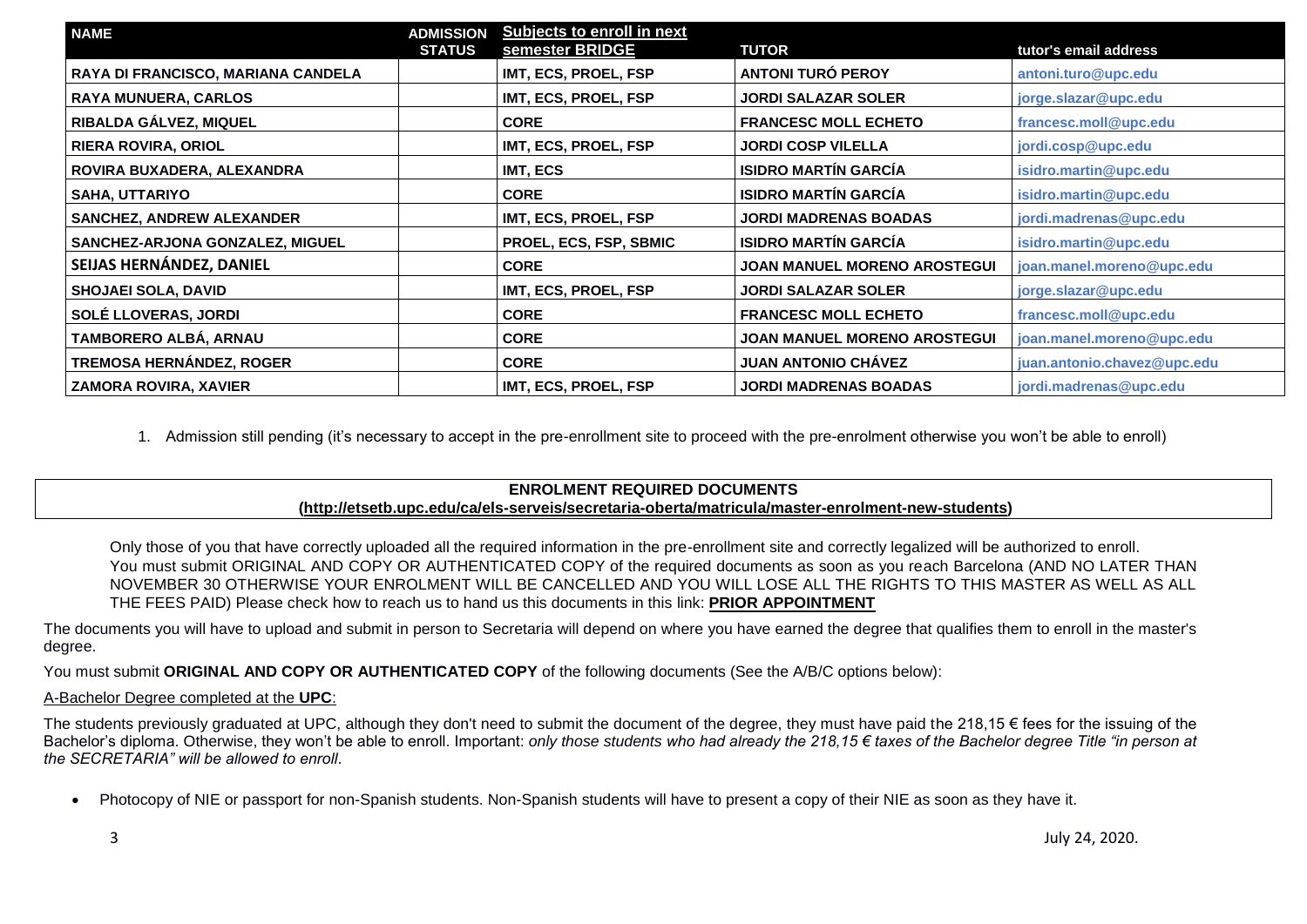| NAME | ADMISSION STATUS | Subjects to enroll in next semester BRIDGE | TUTOR | tutor's email address |
|---|---|---|---|---|
| RAYA DI FRANCISCO, MARIANA CANDELA | | IMT, ECS, PROEL, FSP | ANTONI TURÓ PEROY | antoni.turo@upc.edu |
| RAYA MUNUERA, CARLOS | | IMT, ECS, PROEL, FSP | JORDI SALAZAR SOLER | jorge.slazar@upc.edu |
| RIBALDA GÁLVEZ, MIQUEL | | CORE | FRANCESC MOLL ECHETO | francesc.moll@upc.edu |
| RIERA ROVIRA, ORIOL | | IMT, ECS, PROEL, FSP | JORDI COSP VILELLA | jordi.cosp@upc.edu |
| ROVIRA BUXADERA, ALEXANDRA | | IMT, ECS | ISIDRO MARTÍN GARCÍA | isidro.martin@upc.edu |
| SAHA, UTTARIYO | | CORE | ISIDRO MARTÍN GARCÍA | isidro.martin@upc.edu |
| SANCHEZ, ANDREW ALEXANDER | | IMT, ECS, PROEL, FSP | JORDI MADRENAS BOADAS | jordi.madrenas@upc.edu |
| SANCHEZ-ARJONA GONZALEZ, MIGUEL | | PROEL, ECS, FSP, SBMIC | ISIDRO MARTÍN GARCÍA | isidro.martin@upc.edu |
| SEIJAS HERNÁNDEZ, DANIEL | | CORE | JOAN MANUEL MORENO AROSTEGUI | joan.manel.moreno@upc.edu |
| SHOJAEI SOLA, DAVID | | IMT, ECS, PROEL, FSP | JORDI SALAZAR SOLER | jorge.slazar@upc.edu |
| SOLÉ LLOVERAS, JORDI | | CORE | FRANCESC MOLL ECHETO | francesc.moll@upc.edu |
| TAMBORERO ALBÁ, ARNAU | | CORE | JOAN MANUEL MORENO AROSTEGUI | joan.manel.moreno@upc.edu |
| TREMOSA HERNÁNDEZ, ROGER | | CORE | JUAN ANTONIO CHÁVEZ | juan.antonio.chavez@upc.edu |
| ZAMORA ROVIRA, XAVIER | | IMT, ECS, PROEL, FSP | JORDI MADRENAS BOADAS | jordi.madrenas@upc.edu |

1. Admission still pending (it's necessary to accept in the pre-enrollment site to proceed with the pre-enrolment otherwise you won't be able to enroll)

**ENROLMENT REQUIRED DOCUMENTS**
**(http://etsetb.upc.edu/ca/els-serveis/secretaria-oberta/matricula/master-enrolment-new-students)**

Only those of you that have correctly uploaded all the required information in the pre-enrollment site and correctly legalized will be authorized to enroll. You must submit ORIGINAL AND COPY OR AUTHENTICATED COPY of the required documents as soon as you reach Barcelona (AND NO LATER THAN NOVEMBER 30 OTHERWISE YOUR ENROLMENT WILL BE CANCELLED AND YOU WILL LOSE ALL THE RIGHTS TO THIS MASTER AS WELL AS ALL THE FEES PAID) Please check how to reach us to hand us this documents in this link: **PRIOR APPOINTMENT**

The documents you will have to upload and submit in person to Secretaria will depend on where you have earned the degree that qualifies them to enroll in the master's degree.

You must submit **ORIGINAL AND COPY OR AUTHENTICATED COPY** of the following documents (See the A/B/C options below):

A-Bachelor Degree completed at the **UPC**:

The students previously graduated at UPC, although they don't need to submit the document of the degree, they must have paid the 218,15 € fees for the issuing of the Bachelor's diploma. Otherwise, they won't be able to enroll. Important: *only those students who had already the 218,15 € taxes of the Bachelor degree Title "in person at the SECRETARIA" will be allowed to enroll*.

- Photocopy of NIE or passport for non-Spanish students. Non-Spanish students will have to present a copy of their NIE as soon as they have it.

July 24, 2020.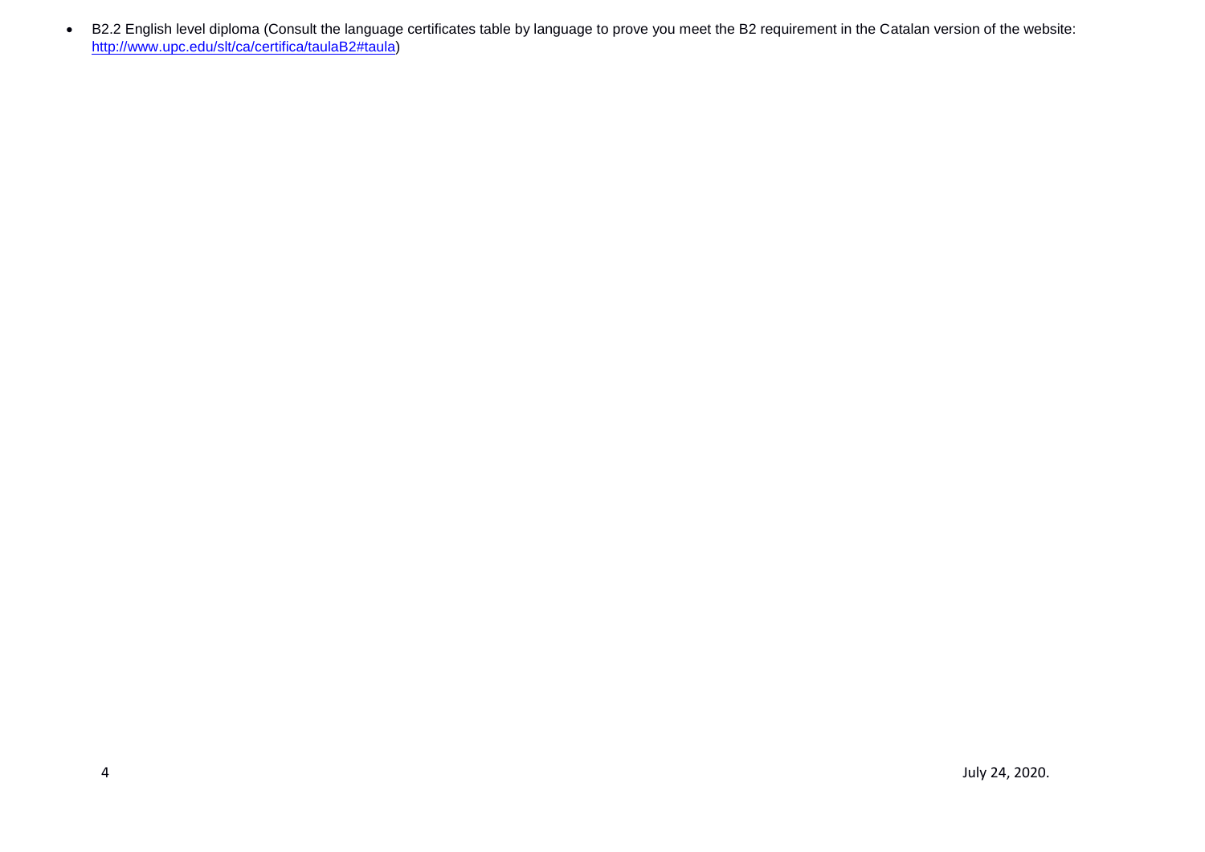- B2.2 English level diploma (Consult the language certificates table by language to prove you meet the B2 requirement in the Catalan version of the website: http://www.upc.edu/slt/ca/certifica/taulaB2#taula)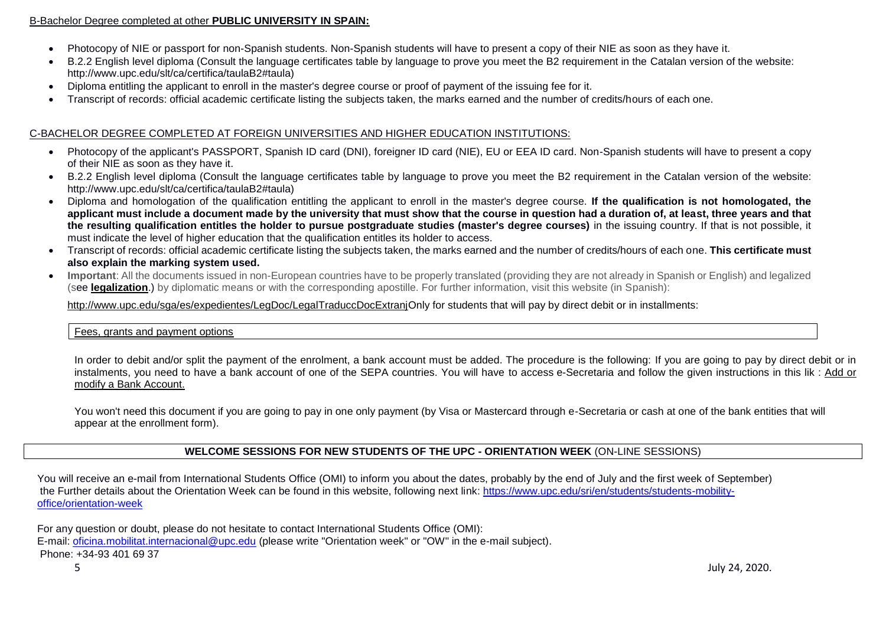B-Bachelor Degree completed at other **PUBLIC UNIVERSITY IN SPAIN:**

- Photocopy of NIE or passport for non-Spanish students. Non-Spanish students will have to present a copy of their NIE as soon as they have it.
- B.2.2 English level diploma (Consult the language certificates table by language to prove you meet the B2 requirement in the Catalan version of the website: http://www.upc.edu/slt/ca/certifica/taulaB2#taula)
- Diploma entitling the applicant to enroll in the master's degree course or proof of payment of the issuing fee for it.
- Transcript of records: official academic certificate listing the subjects taken, the marks earned and the number of credits/hours of each one.

C-BACHELOR DEGREE COMPLETED AT FOREIGN UNIVERSITIES AND HIGHER EDUCATION INSTITUTIONS:

- Photocopy of the applicant's PASSPORT, Spanish ID card (DNI), foreigner ID card (NIE), EU or EEA ID card. Non-Spanish students will have to present a copy of their NIE as soon as they have it.
- B.2.2 English level diploma (Consult the language certificates table by language to prove you meet the B2 requirement in the Catalan version of the website: http://www.upc.edu/slt/ca/certifica/taulaB2#taula)
- Diploma and homologation of the qualification entitling the applicant to enroll in the master's degree course. **If the qualification is not homologated, the applicant must include a document made by the university that must show that the course in question had a duration of, at least, three years and that the resulting qualification entitles the holder to pursue postgraduate studies (master's degree courses)** in the issuing country. If that is not possible, it must indicate the level of higher education that the qualification entitles its holder to access.
- Transcript of records: official academic certificate listing the subjects taken, the marks earned and the number of credits/hours of each one. **This certificate must also explain the marking system used.**
- **Important**: All the documents issued in non-European countries have to be properly translated (providing they are not already in Spanish or English) and legalized (see **legalization**.) by diplomatic means or with the corresponding apostille. For further information, visit this website (in Spanish):

http://www.upc.edu/sga/es/expedientes/LegDoc/LegalTraduccDocExtranjOnly for students that will pay by direct debit or in installments:

Fees, grants and payment options

In order to debit and/or split the payment of the enrolment, a bank account must be added. The procedure is the following: If you are going to pay by direct debit or in instalments, you need to have a bank account of one of the SEPA countries. You will have to access e-Secretaria and follow the given instructions in this lik : Add or modify a Bank Account.

You won't need this document if you are going to pay in one only payment (by Visa or Mastercard through e-Secretaria or cash at one of the bank entities that will appear at the enrollment form).

**WELCOME SESSIONS FOR NEW STUDENTS OF THE UPC - ORIENTATION WEEK** (ON-LINE SESSIONS)

You will receive an e-mail from International Students Office (OMI) to inform you about the dates, probably by the end of July and the first week of September) the Further details about the Orientation Week can be found in this website, following next link: https://www.upc.edu/sri/en/students/students-mobility-office/orientation-week

For any question or doubt, please do not hesitate to contact International Students Office (OMI):
E-mail: oficina.mobilitat.internacional@upc.edu (please write "Orientation week" or "OW" in the e-mail subject).
Phone: +34-93 401 69 37

July 24, 2020.